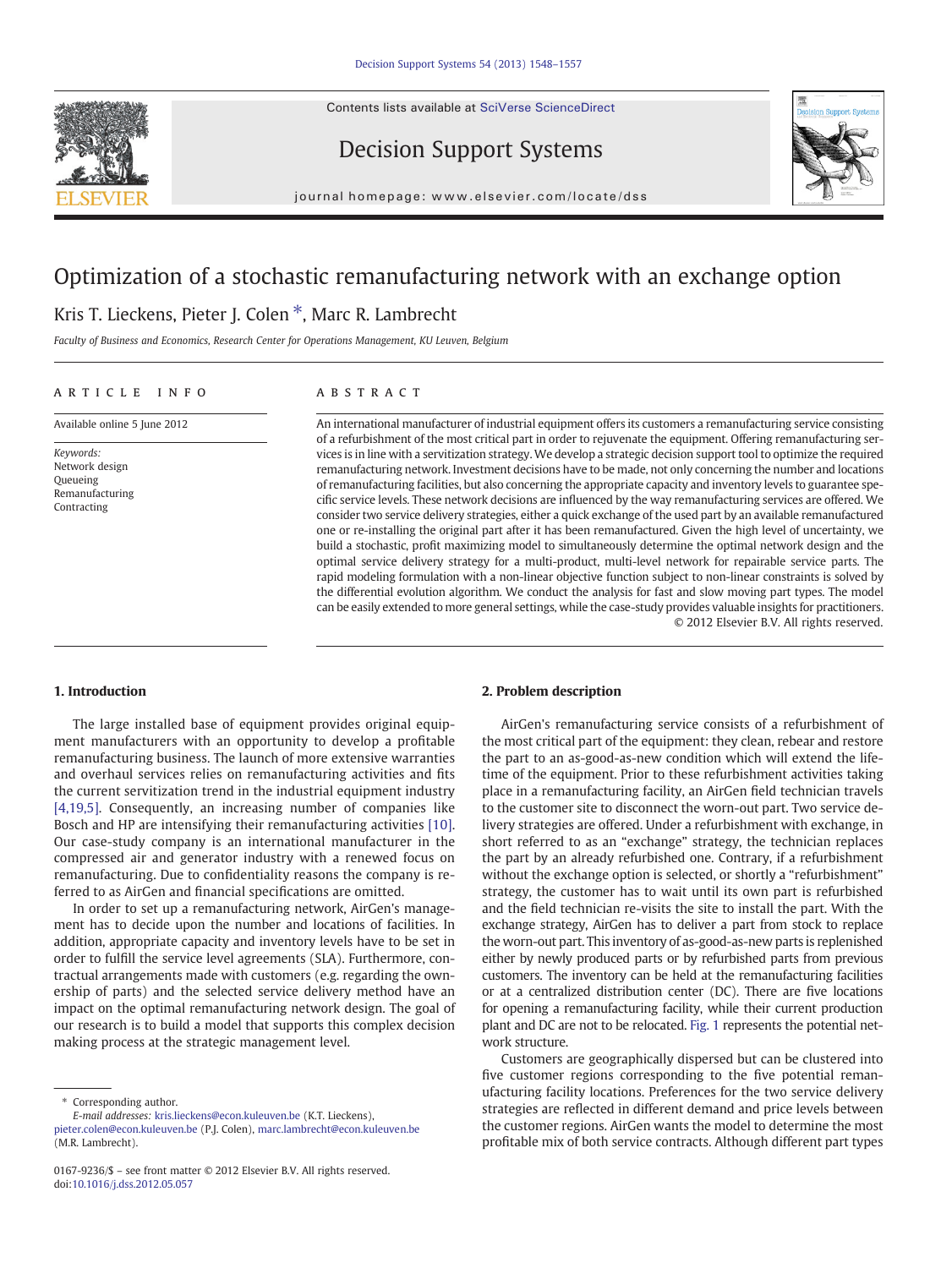# Optimization of a stochastic remanufacturing network with an exchange option

Kris T. Lieckens, Pieter J. Colen *, Marc R. Lambrecht

*Faculty of Business and Economics, Research Center for Operations Management, KU Leuven, Belgium*

**ARTICLE INFO**

Available online 5 June 2012

*Keywords:*
Network design
Queueing
Remanufacturing
Contracting

**ABSTRACT**

An international manufacturer of industrial equipment offers its customers a remanufacturing service consisting of a refurbishment of the most critical part in order to rejuvenate the equipment. Offering remanufacturing services is in line with a servitization strategy. We develop a strategic decision support tool to optimize the required remanufacturing network. Investment decisions have to be made, not only concerning the number and locations of remanufacturing facilities, but also concerning the appropriate capacity and inventory levels to guarantee specific service levels. These network decisions are influenced by the way remanufacturing services are offered. We consider two service delivery strategies, either a quick exchange of the used part by an available remanufactured one or re-installing the original part after it has been remanufactured. Given the high level of uncertainty, we build a stochastic, profit maximizing model to simultaneously determine the optimal network design and the optimal service delivery strategy for a multi-product, multi-level network for repairable service parts. The rapid modeling formulation with a non-linear objective function subject to non-linear constraints is solved by the differential evolution algorithm. We conduct the analysis for fast and slow moving part types. The model can be easily extended to more general settings, while the case-study provides valuable insights for practitioners.

© 2012 Elsevier B.V. All rights reserved.

## 1. Introduction

The large installed base of equipment provides original equipment manufacturers with an opportunity to develop a profitable remanufacturing business. The launch of more extensive warranties and overhaul services relies on remanufacturing activities and fits the current servitization trend in the industrial equipment industry [4,19,5]. Consequently, an increasing number of companies like Bosch and HP are intensifying their remanufacturing activities [10]. Our case-study company is an international manufacturer in the compressed air and generator industry with a renewed focus on remanufacturing. Due to confidentiality reasons the company is referred to as AirGen and financial specifications are omitted.

In order to set up a remanufacturing network, AirGen's management has to decide upon the number and locations of facilities. In addition, appropriate capacity and inventory levels have to be set in order to fulfill the service level agreements (SLA). Furthermore, contractual arrangements made with customers (e.g. regarding the ownership of parts) and the selected service delivery method have an impact on the optimal remanufacturing network design. The goal of our research is to build a model that supports this complex decision making process at the strategic management level.

## 2. Problem description

AirGen's remanufacturing service consists of a refurbishment of the most critical part of the equipment: they clean, rebear and restore the part to an as-good-as-new condition which will extend the lifetime of the equipment. Prior to these refurbishment activities taking place in a remanufacturing facility, an AirGen field technician travels to the customer site to disconnect the worn-out part. Two service delivery strategies are offered. Under a refurbishment with exchange, in short referred to as an "exchange" strategy, the technician replaces the part by an already refurbished one. Contrary, if a refurbishment without the exchange option is selected, or shortly a "refurbishment" strategy, the customer has to wait until its own part is refurbished and the field technician re-visits the site to install the part. With the exchange strategy, AirGen has to deliver a part from stock to replace the worn-out part. This inventory of as-good-as-new parts is replenished either by newly produced parts or by refurbished parts from previous customers. The inventory can be held at the remanufacturing facilities or at a centralized distribution center (DC). There are five locations for opening a remanufacturing facility, while their current production plant and DC are not to be relocated. Fig. 1 represents the potential network structure.

Customers are geographically dispersed but can be clustered into five customer regions corresponding to the five potential remanufacturing facility locations. Preferences for the two service delivery strategies are reflected in different demand and price levels between the customer regions. AirGen wants the model to determine the most profitable mix of both service contracts. Although different part types

* Corresponding author.
E-mail addresses: kris.lieckens@econ.kuleuven.be (K.T. Lieckens), pieter.colen@econ.kuleuven.be (P.J. Colen), marc.lambrecht@econ.kuleuven.be (M.R. Lambrecht).

0167-9236/$ – see front matter © 2012 Elsevier B.V. All rights reserved.
doi:10.1016/j.dss.2012.05.057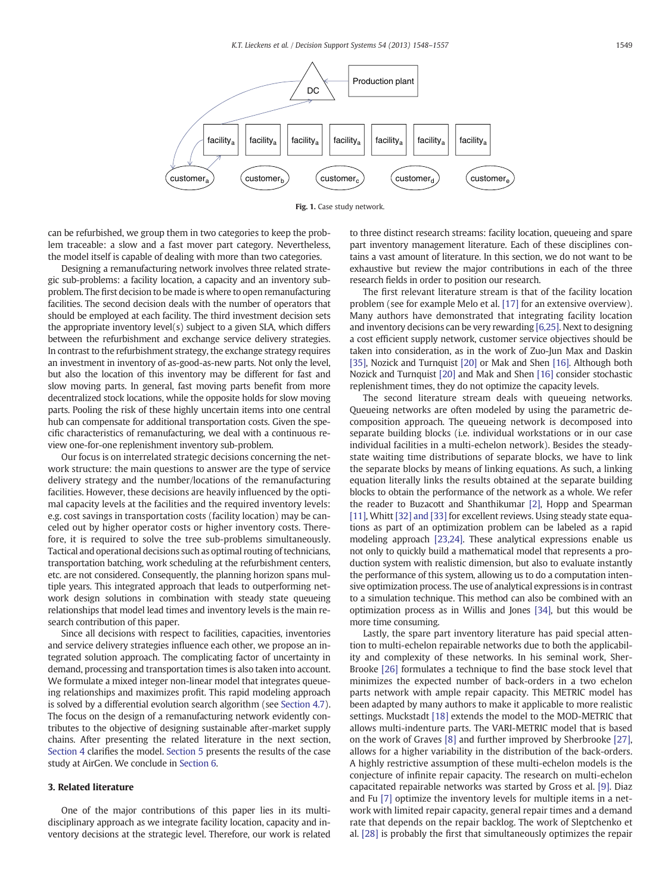Fig. 1. Case study network.

can be refurbished, we group them in two categories to keep the problem traceable: a slow and a fast mover part category. Nevertheless, the model itself is capable of dealing with more than two categories.

Designing a remanufacturing network involves three related strategic sub-problems: a facility location, a capacity and an inventory subproblem. The first decision to be made is where to open remanufacturing facilities. The second decision deals with the number of operators that should be employed at each facility. The third investment decision sets the appropriate inventory level(s) subject to a given SLA, which differs between the refurbishment and exchange service delivery strategies. In contrast to the refurbishment strategy, the exchange strategy requires an investment in inventory of as-good-as-new parts. Not only the level, but also the location of this inventory may be different for fast and slow moving parts. In general, fast moving parts benefit from more decentralized stock locations, while the opposite holds for slow moving parts. Pooling the risk of these highly uncertain items into one central hub can compensate for additional transportation costs. Given the specific characteristics of remanufacturing, we deal with a continuous review one-for-one replenishment inventory sub-problem.

Our focus is on interrelated strategic decisions concerning the network structure: the main questions to answer are the type of service delivery strategy and the number/locations of the remanufacturing facilities. However, these decisions are heavily influenced by the optimal capacity levels at the facilities and the required inventory levels: e.g. cost savings in transportation costs (facility location) may be canceled out by higher operator costs or higher inventory costs. Therefore, it is required to solve the tree sub-problems simultaneously. Tactical and operational decisions such as optimal routing of technicians, transportation batching, work scheduling at the refurbishment centers, etc. are not considered. Consequently, the planning horizon spans multiple years. This integrated approach that leads to outperforming network design solutions in combination with steady state queueing relationships that model lead times and inventory levels is the main research contribution of this paper.

Since all decisions with respect to facilities, capacities, inventories and service delivery strategies influence each other, we propose an integrated solution approach. The complicating factor of uncertainty in demand, processing and transportation times is also taken into account. We formulate a mixed integer non-linear model that integrates queueing relationships and maximizes profit. This rapid modeling approach is solved by a differential evolution search algorithm (see Section 4.7). The focus on the design of a remanufacturing network evidently contributes to the objective of designing sustainable after-market supply chains. After presenting the related literature in the next section, Section 4 clarifies the model. Section 5 presents the results of the case study at AirGen. We conclude in Section 6.

## 3. Related literature

One of the major contributions of this paper lies in its multidisciplinary approach as we integrate facility location, capacity and inventory decisions at the strategic level. Therefore, our work is related to three distinct research streams: facility location, queueing and spare part inventory management literature. Each of these disciplines contains a vast amount of literature. In this section, we do not want to be exhaustive but review the major contributions in each of the three research fields in order to position our research.

The first relevant literature stream is that of the facility location problem (see for example Melo et al. [17] for an extensive overview). Many authors have demonstrated that integrating facility location and inventory decisions can be very rewarding [6,25]. Next to designing a cost efficient supply network, customer service objectives should be taken into consideration, as in the work of Zuo-Jun Max and Daskin [35], Nozick and Turnquist [20] or Mak and Shen [16]. Although both Nozick and Turnquist [20] and Mak and Shen [16] consider stochastic replenishment times, they do not optimize the capacity levels.

The second literature stream deals with queueing networks. Queueing networks are often modeled by using the parametric decomposition approach. The queueing network is decomposed into separate building blocks (i.e. individual workstations or in our case individual facilities in a multi-echelon network). Besides the steady-state waiting time distributions of separate blocks, we have to link the separate blocks by means of linking equations. As such, a linking equation literally links the results obtained at the separate building blocks to obtain the performance of the network as a whole. We refer the reader to Buzacott and Shanthikumar [2], Hopp and Spearman [11], Whitt [32] and [33] for excellent reviews. Using steady state equations as part of an optimization problem can be labeled as a rapid modeling approach [23,24]. These analytical expressions enable us not only to quickly build a mathematical model that represents a production system with realistic dimension, but also to evaluate instantly the performance of this system, allowing us to do a computation intensive optimization process. The use of analytical expressions is in contrast to a simulation technique. This method can also be combined with an optimization process as in Willis and Jones [34], but this would be more time consuming.

Lastly, the spare part inventory literature has paid special attention to multi-echelon repairable networks due to both the applicability and complexity of these networks. In his seminal work, Sherbrooke [26] formulates a technique to find the base stock level that minimizes the expected number of back-orders in a two echelon parts network with ample repair capacity. This METRIC model has been adapted by many authors to make it applicable to more realistic settings. Muckstadt [18] extends the model to the MOD-METRIC that allows multi-indenture parts. The VARI-METRIC model that is based on the work of Graves [8] and further improved by Sherbrooke [27], allows for a higher variability in the distribution of the back-orders. A highly restrictive assumption of these multi-echelon models is the conjecture of infinite repair capacity. The research on multi-echelon capacitated repairable networks was started by Gross et al. [9]. Diaz and Fu [7] optimize the inventory levels for multiple items in a network with limited repair capacity, general repair times and a demand rate that depends on the repair backlog. The work of Sleptchenko et al. [28] is probably the first that simultaneously optimizes the repair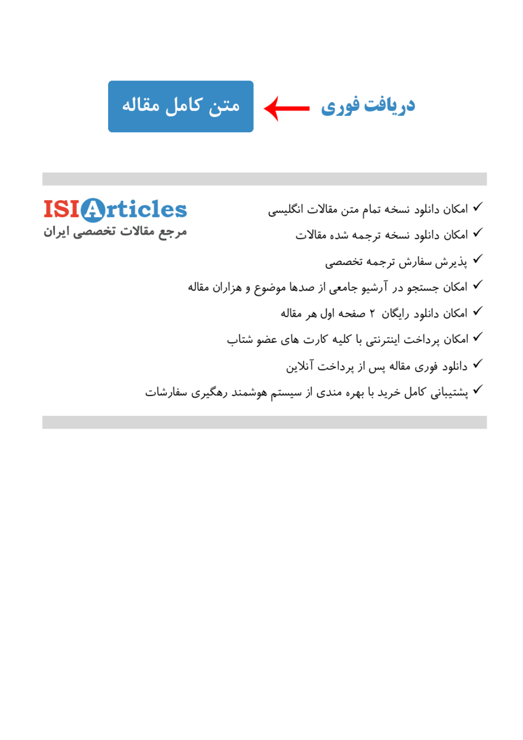دریافت فوری ← **متن کامل مقاله**

**ISIArticles**
مرجع مقالات تخصصی ایران

- ✓ امکان دانلود نسخه تمام متن مقالات انگلیسی
- ✓ امکان دانلود نسخه ترجمه شده مقالات
- ✓ پذیرش سفارش ترجمه تخصصی
- ✓ امکان جستجو در آرشیو جامعی از صدها موضوع و هزاران مقاله
- ✓ امکان دانلود رایگان ۲ صفحه اول هر مقاله
- ✓ امکان پرداخت اینترنتی با کلیه کارت های عضو شتاب
- ✓ دانلود فوری مقاله پس از پرداخت آنلاین
- ✓ پشتیبانی کامل خرید با بهره مندی از سیستم هوشمند رهگیری سفارشات